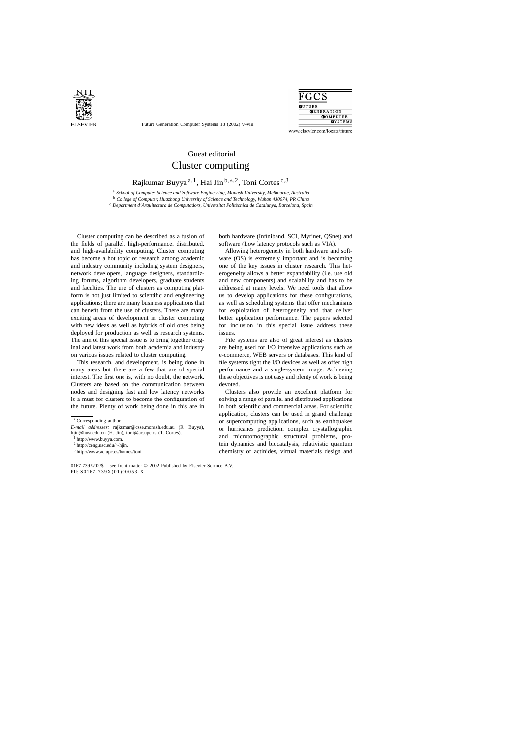Guest editorial

# Cluster computing

Rajkumar Buyya [a,1], Hai Jin [b,*,2], Toni Cortes [c,3]

[a] *School of Computer Science and Software Engineering, Monash University, Melbourne, Australia*
[b] *College of Computer, Huazhong University of Science and Technology, Wuhan 430074, PR China*
[c] *Department d'Arquitectura de Computadors, Universitat Politècnica de Catalunya, Barcelona, Spain*

---

Cluster computing can be described as a fusion of the fields of parallel, high-performance, distributed, and high-availability computing. Cluster computing has become a hot topic of research among academic and industry community including system designers, network developers, language designers, standardizing forums, algorithm developers, graduate students and faculties. The use of clusters as computing platform is not just limited to scientific and engineering applications; there are many business applications that can benefit from the use of clusters. There are many exciting areas of development in cluster computing with new ideas as well as hybrids of old ones being deployed for production as well as research systems. The aim of this special issue is to bring together original and latest work from both academia and industry on various issues related to cluster computing.

This research, and development, is being done in many areas but there are a few that are of special interest. The first one is, with no doubt, the network. Clusters are based on the communication between nodes and designing fast and low latency networks is a must for clusters to become the configuration of the future. Plenty of work being done in this are in both hardware (Infiniband, SCI, Myrinet, QSnet) and software (Low latency protocols such as VIA).

Allowing heterogeneity in both hardware and software (OS) is extremely important and is becoming one of the key issues in cluster research. This heterogeneity allows a better expandability (i.e. use old and new components) and scalability and has to be addressed at many levels. We need tools that allow us to develop applications for these configurations, as well as scheduling systems that offer mechanisms for exploitation of heterogeneity and that deliver better application performance. The papers selected for inclusion in this special issue address these issues.

File systems are also of great interest as clusters are being used for I/O intensive applications such as e-commerce, WEB servers or databases. This kind of file systems tight the I/O devices as well as offer high performance and a single-system image. Achieving these objectives is not easy and plenty of work is being devoted.

Clusters also provide an excellent platform for solving a range of parallel and distributed applications in both scientific and commercial areas. For scientific application, clusters can be used in grand challenge or supercomputing applications, such as earthquakes or hurricanes prediction, complex crystallographic and microtomographic structural problems, protein dynamics and biocatalysis, relativistic quantum chemistry of actinides, virtual materials design and

---

\* Corresponding author.

*E-mail addresses:* rajkumar@csse.monash.edu.au (R. Buyya), hjin@hust.edu.cn (H. Jin), toni@ac.upc.es (T. Cortes).

[1] http://www.buyya.com.

[2] http://ceng.usc.edu/~hjin.

[3] http://www.ac.upc.es/homes/toni.

0167-739X/02/$ – see front matter © 2002 Published by Elsevier Science B.V.
PII: S0167-739X(01)00053-X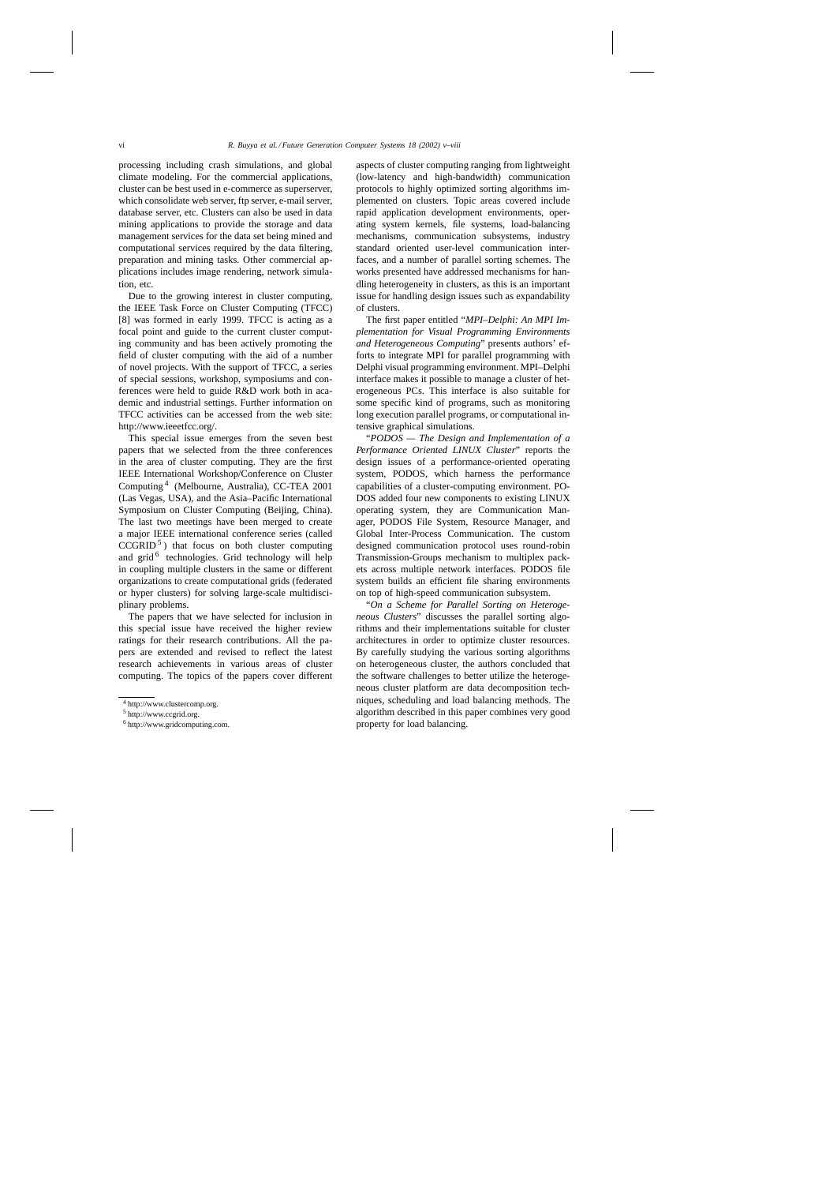processing including crash simulations, and global climate modeling. For the commercial applications, cluster can be best used in e-commerce as superserver, which consolidate web server, ftp server, e-mail server, database server, etc. Clusters can also be used in data mining applications to provide the storage and data management services for the data set being mined and computational services required by the data filtering, preparation and mining tasks. Other commercial applications includes image rendering, network simulation, etc.

Due to the growing interest in cluster computing, the IEEE Task Force on Cluster Computing (TFCC) [8] was formed in early 1999. TFCC is acting as a focal point and guide to the current cluster computing community and has been actively promoting the field of cluster computing with the aid of a number of novel projects. With the support of TFCC, a series of special sessions, workshop, symposiums and conferences were held to guide R&D work both in academic and industrial settings. Further information on TFCC activities can be accessed from the web site: http://www.ieeetfcc.org/.

This special issue emerges from the seven best papers that we selected from the three conferences in the area of cluster computing. They are the first IEEE International Workshop/Conference on Cluster Computing [4] (Melbourne, Australia), CC-TEA 2001 (Las Vegas, USA), and the Asia–Pacific International Symposium on Cluster Computing (Beijing, China). The last two meetings have been merged to create a major IEEE international conference series (called CCGRID [5]) that focus on both cluster computing and grid [6] technologies. Grid technology will help in coupling multiple clusters in the same or different organizations to create computational grids (federated or hyper clusters) for solving large-scale multidisciplinary problems.

The papers that we have selected for inclusion in this special issue have received the higher review ratings for their research contributions. All the papers are extended and revised to reflect the latest research achievements in various areas of cluster computing. The topics of the papers cover different aspects of cluster computing ranging from lightweight (low-latency and high-bandwidth) communication protocols to highly optimized sorting algorithms implemented on clusters. Topic areas covered include rapid application development environments, operating system kernels, file systems, load-balancing mechanisms, communication subsystems, industry standard oriented user-level communication interfaces, and a number of parallel sorting schemes. The works presented have addressed mechanisms for handling heterogeneity in clusters, as this is an important issue for handling design issues such as expandability of clusters.

The first paper entitled "*MPI–Delphi: An MPI Implementation for Visual Programming Environments and Heterogeneous Computing*" presents authors' efforts to integrate MPI for parallel programming with Delphi visual programming environment. MPI–Delphi interface makes it possible to manage a cluster of heterogeneous PCs. This interface is also suitable for some specific kind of programs, such as monitoring long execution parallel programs, or computational intensive graphical simulations.

"*PODOS — The Design and Implementation of a Performance Oriented LINUX Cluster*" reports the design issues of a performance-oriented operating system, PODOS, which harness the performance capabilities of a cluster-computing environment. PODOS added four new components to existing LINUX operating system, they are Communication Manager, PODOS File System, Resource Manager, and Global Inter-Process Communication. The custom designed communication protocol uses round-robin Transmission-Groups mechanism to multiplex packets across multiple network interfaces. PODOS file system builds an efficient file sharing environments on top of high-speed communication subsystem.

"*On a Scheme for Parallel Sorting on Heterogeneous Clusters*" discusses the parallel sorting algorithms and their implementations suitable for cluster architectures in order to optimize cluster resources. By carefully studying the various sorting algorithms on heterogeneous cluster, the authors concluded that the software challenges to better utilize the heterogeneous cluster platform are data decomposition techniques, scheduling and load balancing methods. The algorithm described in this paper combines very good property for load balancing.

[4] http://www.clustercomp.org.

[5] http://www.ccgrid.org.

[6] http://www.gridcomputing.com.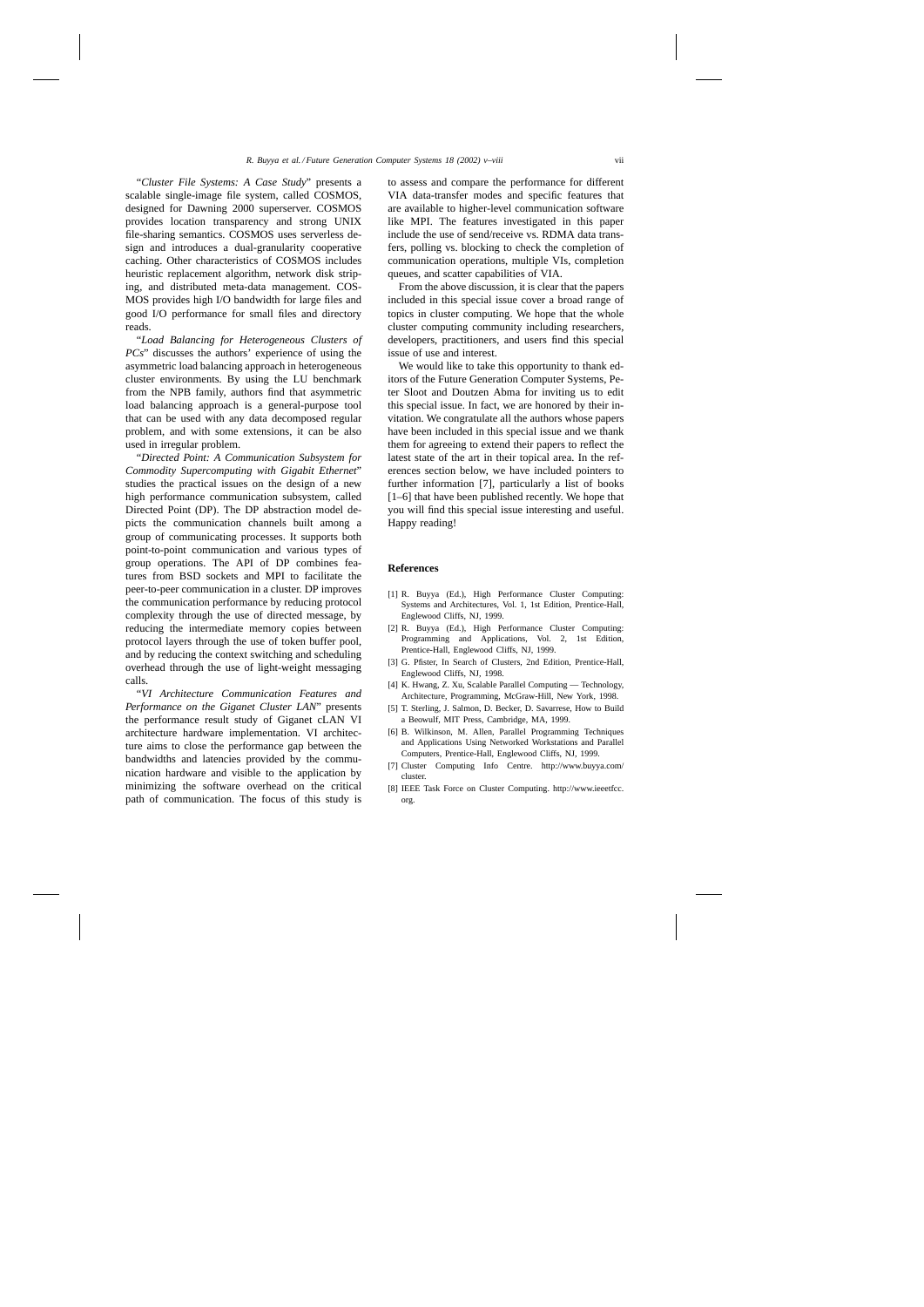"*Cluster File Systems: A Case Study*" presents a scalable single-image file system, called COSMOS, designed for Dawning 2000 superserver. COSMOS provides location transparency and strong UNIX file-sharing semantics. COSMOS uses serverless design and introduces a dual-granularity cooperative caching. Other characteristics of COSMOS includes heuristic replacement algorithm, network disk striping, and distributed meta-data management. COSMOS provides high I/O bandwidth for large files and good I/O performance for small files and directory reads.

"*Load Balancing for Heterogeneous Clusters of PCs*" discusses the authors' experience of using the asymmetric load balancing approach in heterogeneous cluster environments. By using the LU benchmark from the NPB family, authors find that asymmetric load balancing approach is a general-purpose tool that can be used with any data decomposed regular problem, and with some extensions, it can be also used in irregular problem.

"*Directed Point: A Communication Subsystem for Commodity Supercomputing with Gigabit Ethernet*" studies the practical issues on the design of a new high performance communication subsystem, called Directed Point (DP). The DP abstraction model depicts the communication channels built among a group of communicating processes. It supports both point-to-point communication and various types of group operations. The API of DP combines features from BSD sockets and MPI to facilitate the peer-to-peer communication in a cluster. DP improves the communication performance by reducing protocol complexity through the use of directed message, by reducing the intermediate memory copies between protocol layers through the use of token buffer pool, and by reducing the context switching and scheduling overhead through the use of light-weight messaging calls.

"*VI Architecture Communication Features and Performance on the Giganet Cluster LAN*" presents the performance result study of Giganet cLAN VI architecture hardware implementation. VI architecture aims to close the performance gap between the bandwidths and latencies provided by the communication hardware and visible to the application by minimizing the software overhead on the critical path of communication. The focus of this study is to assess and compare the performance for different VIA data-transfer modes and specific features that are available to higher-level communication software like MPI. The features investigated in this paper include the use of send/receive vs. RDMA data transfers, polling vs. blocking to check the completion of communication operations, multiple VIs, completion queues, and scatter capabilities of VIA.

From the above discussion, it is clear that the papers included in this special issue cover a broad range of topics in cluster computing. We hope that the whole cluster computing community including researchers, developers, practitioners, and users find this special issue of use and interest.

We would like to take this opportunity to thank editors of the Future Generation Computer Systems, Peter Sloot and Doutzen Abma for inviting us to edit this special issue. In fact, we are honored by their invitation. We congratulate all the authors whose papers have been included in this special issue and we thank them for agreeing to extend their papers to reflect the latest state of the art in their topical area. In the references section below, we have included pointers to further information [7], particularly a list of books [1–6] that have been published recently. We hope that you will find this special issue interesting and useful. Happy reading!

## References

[1] R. Buyya (Ed.), High Performance Cluster Computing: Systems and Architectures, Vol. 1, 1st Edition, Prentice-Hall, Englewood Cliffs, NJ, 1999.

[2] R. Buyya (Ed.), High Performance Cluster Computing: Programming and Applications, Vol. 2, 1st Edition, Prentice-Hall, Englewood Cliffs, NJ, 1999.

[3] G. Pfister, In Search of Clusters, 2nd Edition, Prentice-Hall, Englewood Cliffs, NJ, 1998.

[4] K. Hwang, Z. Xu, Scalable Parallel Computing — Technology, Architecture, Programming, McGraw-Hill, New York, 1998.

[5] T. Sterling, J. Salmon, D. Becker, D. Savarrese, How to Build a Beowulf, MIT Press, Cambridge, MA, 1999.

[6] B. Wilkinson, M. Allen, Parallel Programming Techniques and Applications Using Networked Workstations and Parallel Computers, Prentice-Hall, Englewood Cliffs, NJ, 1999.

[7] Cluster Computing Info Centre. http://www.buyya.com/cluster.

[8] IEEE Task Force on Cluster Computing. http://www.ieeetfcc.org.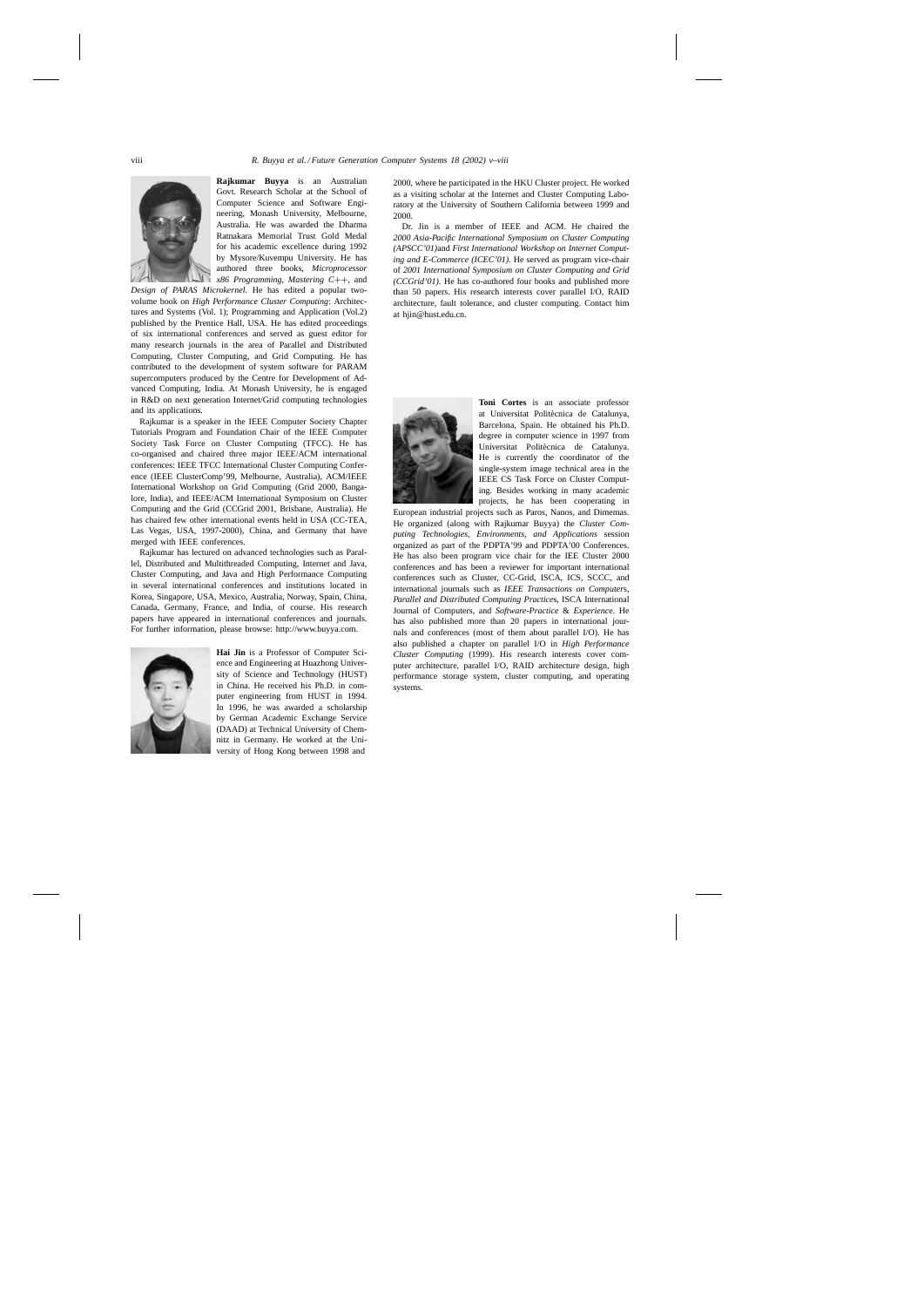**Rajkumar Buyya** is an Australian Govt. Research Scholar at the School of Computer Science and Software Engineering, Monash University, Melbourne, Australia. He was awarded the Dharma Ratnakara Memorial Trust Gold Medal for his academic excellence during 1992 by Mysore/Kuvempu University. He has authored three books, *Microprocessor x86 Programming*, *Mastering C++*, and *Design of PARAS Microkernel*. He has edited a popular two-volume book on *High Performance Cluster Computing*: Architectures and Systems (Vol. 1); Programming and Application (Vol.2) published by the Prentice Hall, USA. He has edited proceedings of six international conferences and served as guest editor for many research journals in the area of Parallel and Distributed Computing, Cluster Computing, and Grid Computing. He has contributed to the development of system software for PARAM supercomputers produced by the Centre for Development of Advanced Computing, India. At Monash University, he is engaged in R&D on next generation Internet/Grid computing technologies and its applications.

Rajkumar is a speaker in the IEEE Computer Society Chapter Tutorials Program and Foundation Chair of the IEEE Computer Society Task Force on Cluster Computing (TFCC). He has co-organised and chaired three major IEEE/ACM international conferences: IEEE TFCC International Cluster Computing Conference (IEEE ClusterComp'99, Melbourne, Australia), ACM/IEEE International Workshop on Grid Computing (Grid 2000, Bangalore, India), and IEEE/ACM International Symposium on Cluster Computing and the Grid (CCGrid 2001, Brisbane, Australia). He has chaired few other international events held in USA (CC-TEA, Las Vegas, USA, 1997-2000), China, and Germany that have merged with IEEE conferences.

Rajkumar has lectured on advanced technologies such as Parallel, Distributed and Multithreaded Computing, Internet and Java, Cluster Computing, and Java and High Performance Computing in several international conferences and institutions located in Korea, Singapore, USA, Mexico, Australia, Norway, Spain, China, Canada, Germany, France, and India, of course. His research papers have appeared in international conferences and journals. For further information, please browse: http://www.buyya.com.

**Hai Jin** is a Professor of Computer Science and Engineering at Huazhong University of Science and Technology (HUST) in China. He received his Ph.D. in computer engineering from HUST in 1994. In 1996, he was awarded a scholarship by German Academic Exchange Service (DAAD) at Technical University of Chemnitz in Germany. He worked at the University of Hong Kong between 1998 and 2000, where he participated in the HKU Cluster project. He worked as a visiting scholar at the Internet and Cluster Computing Laboratory at the University of Southern California between 1999 and 2000.

Dr. Jin is a member of IEEE and ACM. He chaired the *2000 Asia-Pacific International Symposium on Cluster Computing (APSCC'01)*and *First International Workshop on Internet Computing and E-Commerce (ICEC'01)*. He served as program vice-chair of *2001 International Symposium on Cluster Computing and Grid (CCGrid'01)*. He has co-authored four books and published more than 50 papers. His research interests cover parallel I/O, RAID architecture, fault tolerance, and cluster computing. Contact him at hjin@hust.edu.cn.

**Toni Cortes** is an associate professor at Universitat Politècnica de Catalunya, Barcelona, Spain. He obtained his Ph.D. degree in computer science in 1997 from Universitat Politècnica de Catalunya. He is currently the coordinator of the single-system image technical area in the IEEE CS Task Force on Cluster Computing. Besides working in many academic projects, he has been cooperating in European industrial projects such as Paros, Nanos, and Dimemas. He organized (along with Rajkumar Buyya) the *Cluster Computing Technologies, Environments, and Applications* session organized as part of the PDPTA'99 and PDPTA'00 Conferences. He has also been program vice chair for the IEE Cluster 2000 conferences and has been a reviewer for important international conferences such as Cluster, CC-Grid, ISCA, ICS, SCCC, and international journals such as *IEEE Transactions on Computers*, *Parallel and Distributed Computing Practices*, ISCA International Journal of Computers, and *Software-Practice* & *Experience*. He has also published more than 20 papers in international journals and conferences (most of them about parallel I/O). He has also published a chapter on parallel I/O in *High Performance Cluster Computing* (1999). His research interests cover computer architecture, parallel I/O, RAID architecture design, high performance storage system, cluster computing, and operating systems.